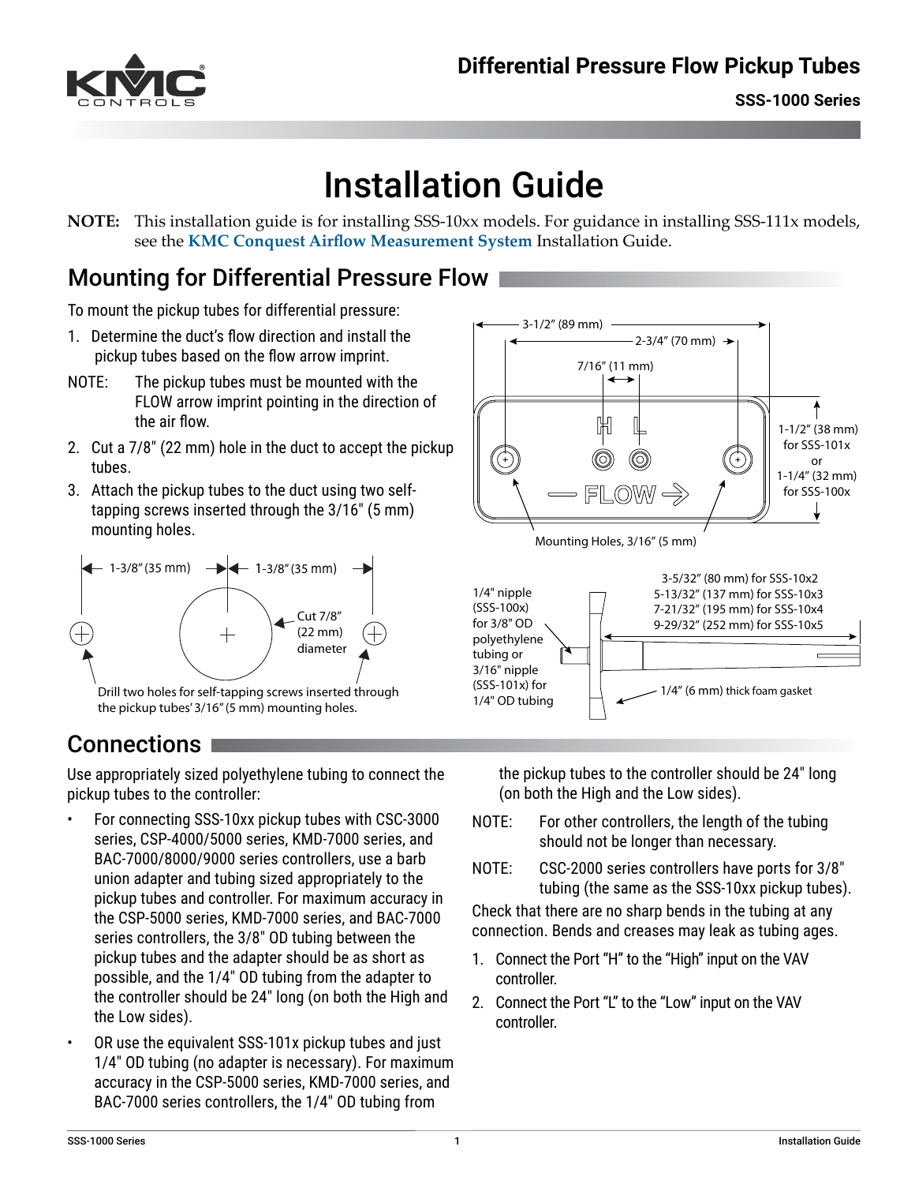# Differential Pressure Flow Pickup Tubes

**SSS-1000 Series**

# Installation Guide

**NOTE:** This installation guide is for installing SSS-10xx models. For guidance in installing SSS-111x models, see the **KMC Conquest Airflow Measurement System** Installation Guide.

## Mounting for Differential Pressure Flow

To mount the pickup tubes for differential pressure:

1. Determine the duct's flow direction and install the pickup tubes based on the flow arrow imprint.

NOTE: The pickup tubes must be mounted with the FLOW arrow imprint pointing in the direction of the air flow.

2. Cut a 7/8" (22 mm) hole in the duct to accept the pickup tubes.
3. Attach the pickup tubes to the duct using two self-tapping screws inserted through the 3/16" (5 mm) mounting holes.

1-3/8" (35 mm) | 1-3/8" (35 mm)

Cut 7/8" (22 mm) diameter

Drill two holes for self-tapping screws inserted through the pickup tubes' 3/16" (5 mm) mounting holes.

3-1/2" (89 mm)

2-3/4" (70 mm)

7/16" (11 mm)

H L

FLOW

1-1/2" (38 mm) for SSS-101x or 1-1/4" (32 mm) for SSS-100x

Mounting Holes, 3/16" (5 mm)

1/4" nipple (SSS-100x) for 3/8" OD polyethylene tubing or 3/16" nipple (SSS-101x) for 1/4" OD tubing

3-5/32" (80 mm) for SSS-10x2
5-13/32" (137 mm) for SSS-10x3
7-21/32" (195 mm) for SSS-10x4
9-29/32" (252 mm) for SSS-10x5

1/4" (6 mm) thick foam gasket

## Connections

Use appropriately sized polyethylene tubing to connect the pickup tubes to the controller:

- For connecting SSS-10xx pickup tubes with CSC-3000 series, CSP-4000/5000 series, KMD-7000 series, and BAC-7000/8000/9000 series controllers, use a barb union adapter and tubing sized appropriately to the pickup tubes and controller. For maximum accuracy in the CSP-5000 series, KMD-7000 series, and BAC-7000 series controllers, the 3/8" OD tubing between the pickup tubes and the adapter should be as short as possible, and the 1/4" OD tubing from the adapter to the controller should be 24" long (on both the High and the Low sides).
- OR use the equivalent SSS-101x pickup tubes and just 1/4" OD tubing (no adapter is necessary). For maximum accuracy in the CSP-5000 series, KMD-7000 series, and BAC-7000 series controllers, the 1/4" OD tubing from the pickup tubes to the controller should be 24" long (on both the High and the Low sides).

NOTE: For other controllers, the length of the tubing should not be longer than necessary.

NOTE: CSC-2000 series controllers have ports for 3/8" tubing (the same as the SSS-10xx pickup tubes).

Check that there are no sharp bends in the tubing at any connection. Bends and creases may leak as tubing ages.

1. Connect the Port "H" to the "High" input on the VAV controller.
2. Connect the Port "L" to the "Low" input on the VAV controller.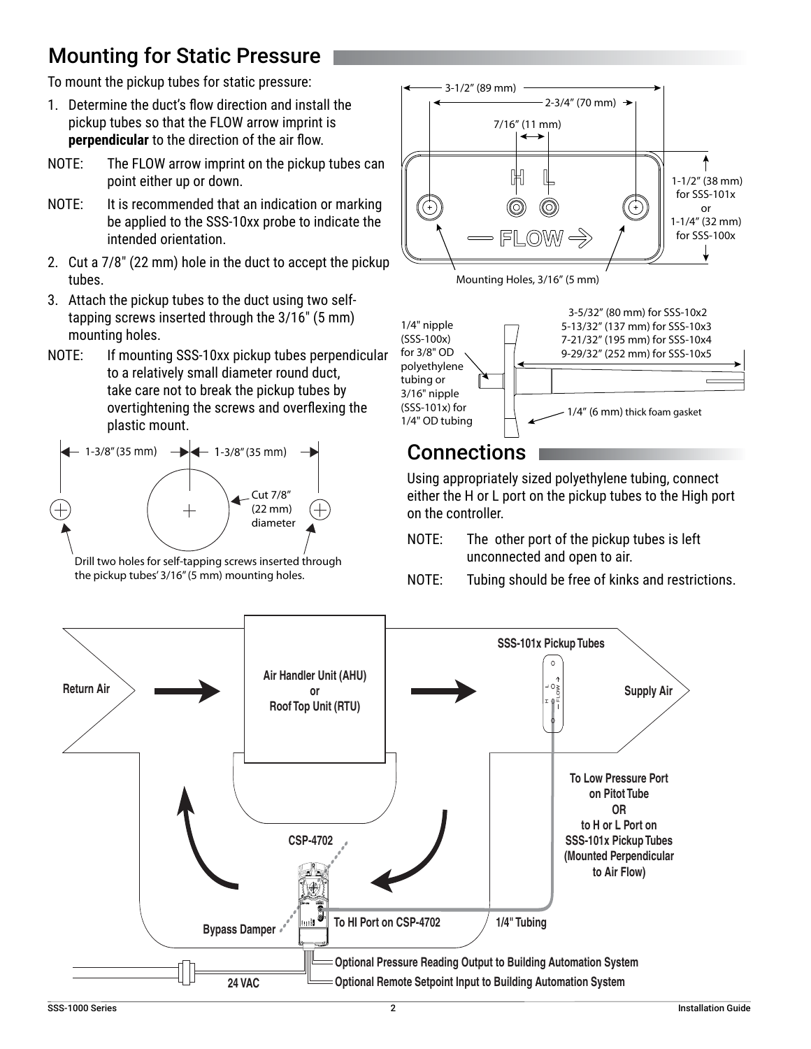## Mounting for Static Pressure

To mount the pickup tubes for static pressure:

1. Determine the duct's flow direction and install the pickup tubes so that the FLOW arrow imprint is **perpendicular** to the direction of the air flow.

NOTE: The FLOW arrow imprint on the pickup tubes can point either up or down.

NOTE: It is recommended that an indication or marking be applied to the SSS-10xx probe to indicate the intended orientation.

2. Cut a 7/8" (22 mm) hole in the duct to accept the pickup tubes.
3. Attach the pickup tubes to the duct using two self-tapping screws inserted through the 3/16" (5 mm) mounting holes.

NOTE: If mounting SSS-10xx pickup tubes perpendicular to a relatively small diameter round duct, take care not to break the pickup tubes by overtightening the screws and overflexing the plastic mount.

1-3/8" (35 mm) 1-3/8" (35 mm)

Cut 7/8" (22 mm) diameter

Drill two holes for self-tapping screws inserted through the pickup tubes' 3/16" (5 mm) mounting holes.

3-1/2" (89 mm)
2-3/4" (70 mm)
7/16" (11 mm)
1-1/2" (38 mm) for SSS-101x or 1-1/4" (32 mm) for SSS-100x
Mounting Holes, 3/16" (5 mm)

1/4" nipple (SSS-100x) for 3/8" OD polyethylene tubing or 3/16" nipple (SSS-101x) for 1/4" OD tubing

3-5/32" (80 mm) for SSS-10x2
5-13/32" (137 mm) for SSS-10x3
7-21/32" (195 mm) for SSS-10x4
9-29/32" (252 mm) for SSS-10x5

1/4" (6 mm) thick foam gasket

## Connections

Using appropriately sized polyethylene tubing, connect either the H or L port on the pickup tubes to the High port on the controller.

NOTE: The other port of the pickup tubes is left unconnected and open to air.

NOTE: Tubing should be free of kinks and restrictions.

Return Air | Air Handler Unit (AHU) or Roof Top Unit (RTU) | SSS-101x Pickup Tubes | Supply Air

To Low Pressure Port on Pitot Tube OR to H or L Port on SSS-101x Pickup Tubes (Mounted Perpendicular to Air Flow)

CSP-4702 | Bypass Damper | To HI Port on CSP-4702 | 1/4" Tubing | 24 VAC

Optional Pressure Reading Output to Building Automation System

Optional Remote Setpoint Input to Building Automation System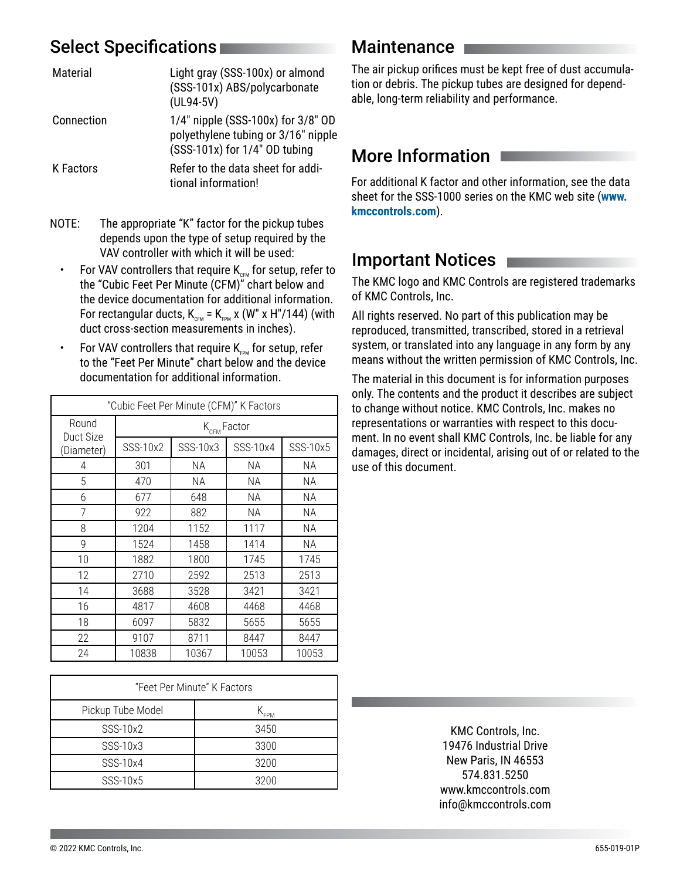## Select Specifications

| | |
|---|---|
| Material | Light gray (SSS-100x) or almond (SSS-101x) ABS/polycarbonate (UL94-5V) |
| Connection | 1/4" nipple (SSS-100x) for 3/8" OD polyethylene tubing or 3/16" nipple (SSS-101x) for 1/4" OD tubing |
| K Factors | Refer to the data sheet for additional information! |

NOTE: The appropriate "K" factor for the pickup tubes depends upon the type of setup required by the VAV controller with which it will be used:

- For VAV controllers that require $K_{CFM}$ for setup, refer to the "Cubic Feet Per Minute (CFM)" chart below and the device documentation for additional information. For rectangular ducts, $K_{CFM} = K_{FPM}$ x (W" x H"/144) (with duct cross-section measurements in inches).
- For VAV controllers that require $K_{FPM}$ for setup, refer to the "Feet Per Minute" chart below and the device documentation for additional information.

"Cubic Feet Per Minute (CFM)" K Factors

| Round Duct Size (Diameter) | $K_{CFM}$ Factor | | | |
|---|---|---|---|---|
| | SSS-10x2 | SSS-10x3 | SSS-10x4 | SSS-10x5 |
| 4 | 301 | NA | NA | NA |
| 5 | 470 | NA | NA | NA |
| 6 | 677 | 648 | NA | NA |
| 7 | 922 | 882 | NA | NA |
| 8 | 1204 | 1152 | 1117 | NA |
| 9 | 1524 | 1458 | 1414 | NA |
| 10 | 1882 | 1800 | 1745 | 1745 |
| 12 | 2710 | 2592 | 2513 | 2513 |
| 14 | 3688 | 3528 | 3421 | 3421 |
| 16 | 4817 | 4608 | 4468 | 4468 |
| 18 | 6097 | 5832 | 5655 | 5655 |
| 22 | 9107 | 8711 | 8447 | 8447 |
| 24 | 10838 | 10367 | 10053 | 10053 |

"Feet Per Minute" K Factors

| Pickup Tube Model | $K_{FPM}$ |
|---|---|
| SSS-10x2 | 3450 |
| SSS-10x3 | 3300 |
| SSS-10x4 | 3200 |
| SSS-10x5 | 3200 |

## Maintenance

The air pickup orifices must be kept free of dust accumulation or debris. The pickup tubes are designed for dependable, long-term reliability and performance.

## More Information

For additional K factor and other information, see the data sheet for the SSS-1000 series on the KMC web site (**www.kmccontrols.com**).

## Important Notices

The KMC logo and KMC Controls are registered trademarks of KMC Controls, Inc.

All rights reserved. No part of this publication may be reproduced, transmitted, transcribed, stored in a retrieval system, or translated into any language in any form by any means without the written permission of KMC Controls, Inc.

The material in this document is for information purposes only. The contents and the product it describes are subject to change without notice. KMC Controls, Inc. makes no representations or warranties with respect to this document. In no event shall KMC Controls, Inc. be liable for any damages, direct or incidental, arising out of or related to the use of this document.

KMC Controls, Inc.
19476 Industrial Drive
New Paris, IN 46553
574.831.5250
www.kmccontrols.com
info@kmccontrols.com

© 2022 KMC Controls, Inc.

655-019-01P